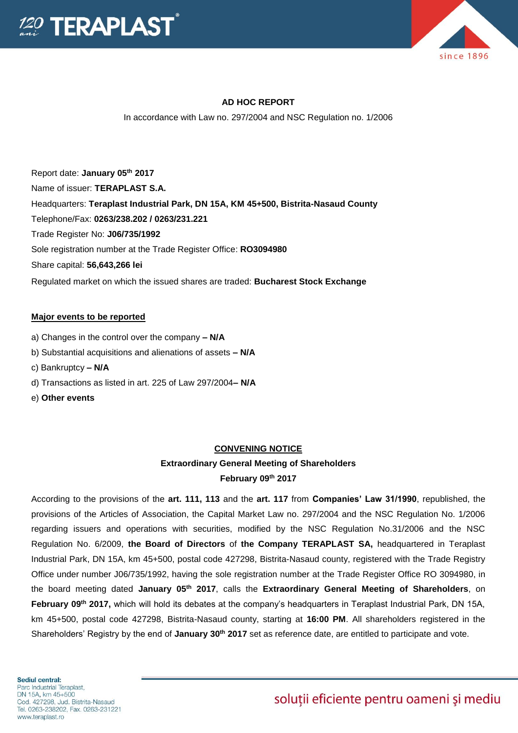**AD HOC REPORT**

In accordance with Law no. 297/2004 and NSC Regulation no. 1/2006

Report date: **January 05th 2017**

Name of issuer: **TERAPLAST S.A.**

Headquarters: **Teraplast Industrial Park, DN 15A, KM 45+500, Bistrita-Nasaud County**

Telephone/Fax: **0263/238.202 / 0263/231.221**

Trade Register No: **J06/735/1992**

Sole registration number at the Trade Register Office: **RO3094980**

Share capital: **56,643,266 lei**

Regulated market on which the issued shares are traded: **Bucharest Stock Exchange**

**Major events to be reported**

a) Changes in the control over the company **– N/A**

b) Substantial acquisitions and alienations of assets **– N/A**

c) Bankruptcy **– N/A**

d) Transactions as listed in art. 225 of Law 297/2004**– N/A**

e) **Other events**

**CONVENING NOTICE**

**Extraordinary General Meeting of Shareholders**

**February 09th 2017**

According to the provisions of the **art. 111, 113** and the **art. 117** from **Companies' Law 31/1990**, republished, the provisions of the Articles of Association, the Capital Market Law no. 297/2004 and the NSC Regulation No. 1/2006 regarding issuers and operations with securities, modified by the NSC Regulation No.31/2006 and the NSC Regulation No. 6/2009, **the Board of Directors** of **the Company TERAPLAST SA,** headquartered in Teraplast Industrial Park, DN 15A, km 45+500, postal code 427298, Bistrita-Nasaud county, registered with the Trade Registry Office under number J06/735/1992, having the sole registration number at the Trade Register Office RO 3094980, in the board meeting dated **January 05th 2017**, calls the **Extraordinary General Meeting of Shareholders**, on **February 09th 2017,** which will hold its debates at the company's headquarters in Teraplast Industrial Park, DN 15A, km 45+500, postal code 427298, Bistrita-Nasaud county, starting at **16:00 PM**. All shareholders registered in the Shareholders' Registry by the end of **January 30th 2017** set as reference date, are entitled to participate and vote.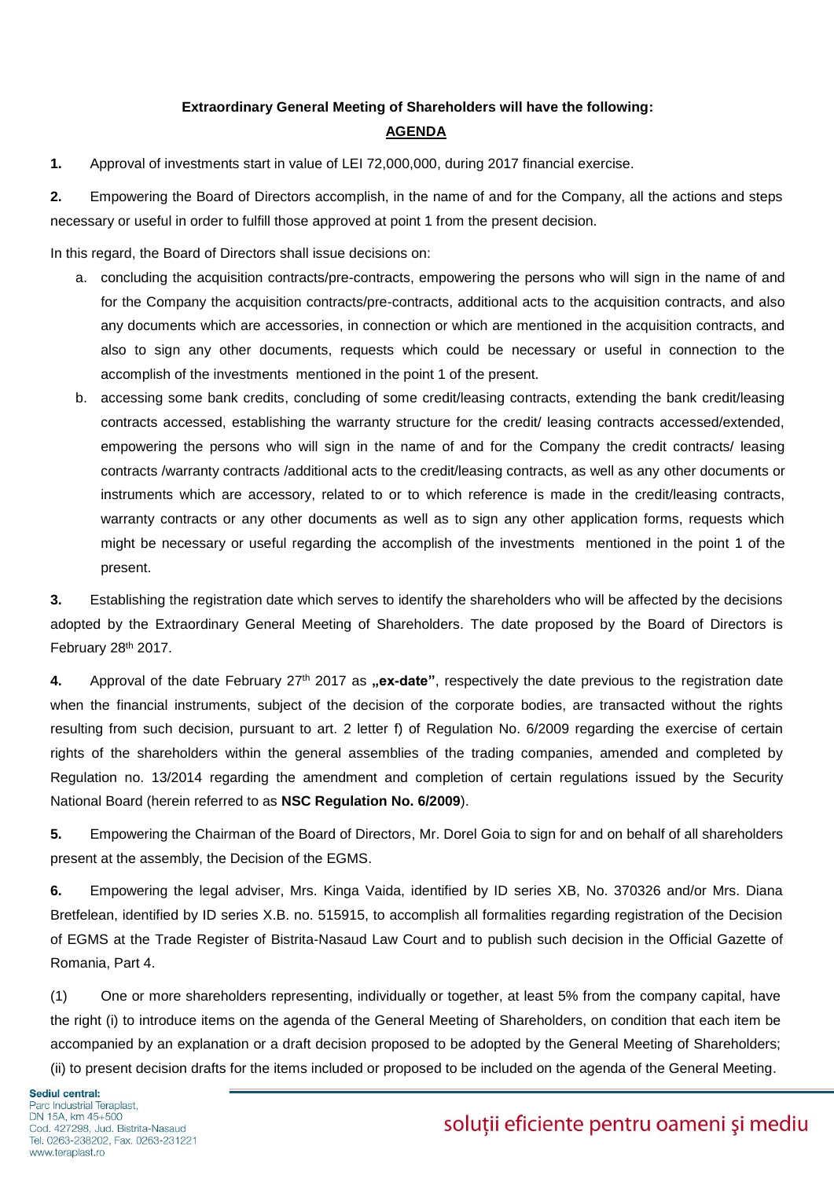**Extraordinary General Meeting of Shareholders will have the following:**

**AGENDA**

**1.** Approval of investments start in value of LEI 72,000,000, during 2017 financial exercise.

**2.** Empowering the Board of Directors accomplish, in the name of and for the Company, all the actions and steps necessary or useful in order to fulfill those approved at point 1 from the present decision.

In this regard, the Board of Directors shall issue decisions on:

a. concluding the acquisition contracts/pre-contracts, empowering the persons who will sign in the name of and for the Company the acquisition contracts/pre-contracts, additional acts to the acquisition contracts, and also any documents which are accessories, in connection or which are mentioned in the acquisition contracts, and also to sign any other documents, requests which could be necessary or useful in connection to the accomplish of the investments mentioned in the point 1 of the present.

b. accessing some bank credits, concluding of some credit/leasing contracts, extending the bank credit/leasing contracts accessed, establishing the warranty structure for the credit/ leasing contracts accessed/extended, empowering the persons who will sign in the name of and for the Company the credit contracts/ leasing contracts /warranty contracts /additional acts to the credit/leasing contracts, as well as any other documents or instruments which are accessory, related to or to which reference is made in the credit/leasing contracts, warranty contracts or any other documents as well as to sign any other application forms, requests which might be necessary or useful regarding the accomplish of the investments mentioned in the point 1 of the present.

**3.** Establishing the registration date which serves to identify the shareholders who will be affected by the decisions adopted by the Extraordinary General Meeting of Shareholders. The date proposed by the Board of Directors is February 28th 2017.

**4.** Approval of the date February 27th 2017 as **„ex-date"**, respectively the date previous to the registration date when the financial instruments, subject of the decision of the corporate bodies, are transacted without the rights resulting from such decision, pursuant to art. 2 letter f) of Regulation No. 6/2009 regarding the exercise of certain rights of the shareholders within the general assemblies of the trading companies, amended and completed by Regulation no. 13/2014 regarding the amendment and completion of certain regulations issued by the Security National Board (herein referred to as **NSC Regulation No. 6/2009**).

**5.** Empowering the Chairman of the Board of Directors, Mr. Dorel Goia to sign for and on behalf of all shareholders present at the assembly, the Decision of the EGMS.

**6.** Empowering the legal adviser, Mrs. Kinga Vaida, identified by ID series XB, No. 370326 and/or Mrs. Diana Bretfelean, identified by ID series X.B. no. 515915, to accomplish all formalities regarding registration of the Decision of EGMS at the Trade Register of Bistrita-Nasaud Law Court and to publish such decision in the Official Gazette of Romania, Part 4.

(1) One or more shareholders representing, individually or together, at least 5% from the company capital, have the right (i) to introduce items on the agenda of the General Meeting of Shareholders, on condition that each item be accompanied by an explanation or a draft decision proposed to be adopted by the General Meeting of Shareholders; (ii) to present decision drafts for the items included or proposed to be included on the agenda of the General Meeting.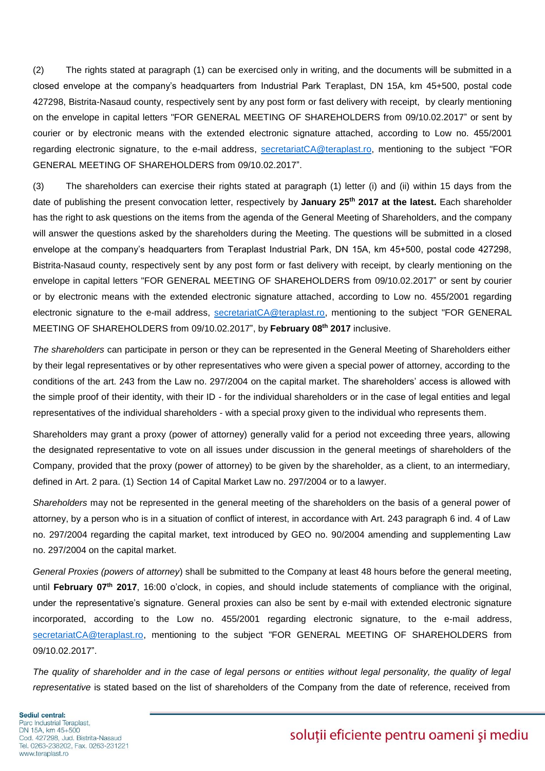(2) The rights stated at paragraph (1) can be exercised only in writing, and the documents will be submitted in a closed envelope at the company's headquarters from Industrial Park Teraplast, DN 15A, km 45+500, postal code 427298, Bistrita-Nasaud county, respectively sent by any post form or fast delivery with receipt, by clearly mentioning on the envelope in capital letters "FOR GENERAL MEETING OF SHAREHOLDERS from 09/10.02.2017" or sent by courier or by electronic means with the extended electronic signature attached, according to Low no. 455/2001 regarding electronic signature, to the e-mail address, secretariatCA@teraplast.ro, mentioning to the subject "FOR GENERAL MEETING OF SHAREHOLDERS from 09/10.02.2017".

(3) The shareholders can exercise their rights stated at paragraph (1) letter (i) and (ii) within 15 days from the date of publishing the present convocation letter, respectively by **January 25th 2017 at the latest.** Each shareholder has the right to ask questions on the items from the agenda of the General Meeting of Shareholders, and the company will answer the questions asked by the shareholders during the Meeting. The questions will be submitted in a closed envelope at the company's headquarters from Teraplast Industrial Park, DN 15A, km 45+500, postal code 427298, Bistrita-Nasaud county, respectively sent by any post form or fast delivery with receipt, by clearly mentioning on the envelope in capital letters "FOR GENERAL MEETING OF SHAREHOLDERS from 09/10.02.2017" or sent by courier or by electronic means with the extended electronic signature attached, according to Low no. 455/2001 regarding electronic signature to the e-mail address, secretariatCA@teraplast.ro, mentioning to the subject "FOR GENERAL MEETING OF SHAREHOLDERS from 09/10.02.2017", by **February 08th 2017** inclusive.

*The shareholders* can participate in person or they can be represented in the General Meeting of Shareholders either by their legal representatives or by other representatives who were given a special power of attorney, according to the conditions of the art. 243 from the Law no. 297/2004 on the capital market. The shareholders' access is allowed with the simple proof of their identity, with their ID - for the individual shareholders or in the case of legal entities and legal representatives of the individual shareholders - with a special proxy given to the individual who represents them.

Shareholders may grant a proxy (power of attorney) generally valid for a period not exceeding three years, allowing the designated representative to vote on all issues under discussion in the general meetings of shareholders of the Company, provided that the proxy (power of attorney) to be given by the shareholder, as a client, to an intermediary, defined in Art. 2 para. (1) Section 14 of Capital Market Law no. 297/2004 or to a lawyer.

*Shareholders* may not be represented in the general meeting of the shareholders on the basis of a general power of attorney, by a person who is in a situation of conflict of interest, in accordance with Art. 243 paragraph 6 ind. 4 of Law no. 297/2004 regarding the capital market, text introduced by GEO no. 90/2004 amending and supplementing Law no. 297/2004 on the capital market.

*General Proxies (powers of attorney*) shall be submitted to the Company at least 48 hours before the general meeting, until **February 07th 2017**, 16:00 o'clock, in copies, and should include statements of compliance with the original, under the representative's signature. General proxies can also be sent by e-mail with extended electronic signature incorporated, according to the Low no. 455/2001 regarding electronic signature, to the e-mail address, secretariatCA@teraplast.ro, mentioning to the subject "FOR GENERAL MEETING OF SHAREHOLDERS from 09/10.02.2017".

*The quality of shareholder and in the case of legal persons or entities without legal personality, the quality of legal representative* is stated based on the list of shareholders of the Company from the date of reference, received from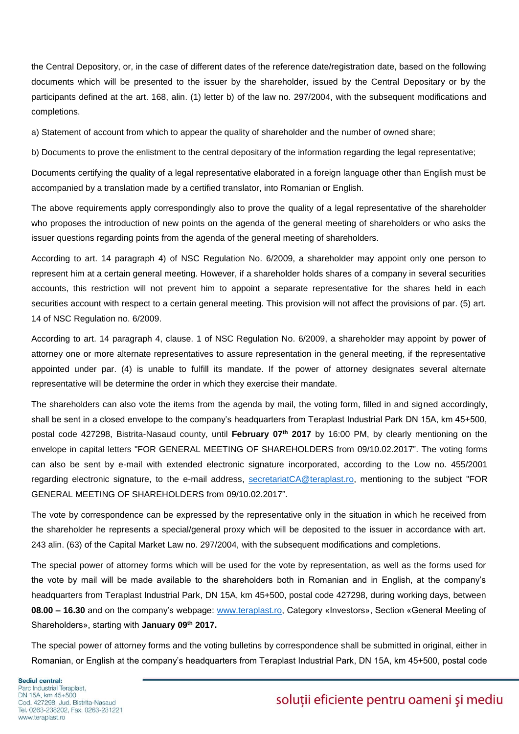the Central Depository, or, in the case of different dates of the reference date/registration date, based on the following documents which will be presented to the issuer by the shareholder, issued by the Central Depositary or by the participants defined at the art. 168, alin. (1) letter b) of the law no. 297/2004, with the subsequent modifications and completions.

a) Statement of account from which to appear the quality of shareholder and the number of owned share;

b) Documents to prove the enlistment to the central depositary of the information regarding the legal representative;

Documents certifying the quality of a legal representative elaborated in a foreign language other than English must be accompanied by a translation made by a certified translator, into Romanian or English.

The above requirements apply correspondingly also to prove the quality of a legal representative of the shareholder who proposes the introduction of new points on the agenda of the general meeting of shareholders or who asks the issuer questions regarding points from the agenda of the general meeting of shareholders.

According to art. 14 paragraph 4) of NSC Regulation No. 6/2009, a shareholder may appoint only one person to represent him at a certain general meeting. However, if a shareholder holds shares of a company in several securities accounts, this restriction will not prevent him to appoint a separate representative for the shares held in each securities account with respect to a certain general meeting. This provision will not affect the provisions of par. (5) art. 14 of NSC Regulation no. 6/2009.

According to art. 14 paragraph 4, clause. 1 of NSC Regulation No. 6/2009, a shareholder may appoint by power of attorney one or more alternate representatives to assure representation in the general meeting, if the representative appointed under par. (4) is unable to fulfill its mandate. If the power of attorney designates several alternate representative will be determine the order in which they exercise their mandate.

The shareholders can also vote the items from the agenda by mail, the voting form, filled in and signed accordingly, shall be sent in a closed envelope to the company's headquarters from Teraplast Industrial Park DN 15A, km 45+500, postal code 427298, Bistrita-Nasaud county, until **February 07th 2017** by 16:00 PM, by clearly mentioning on the envelope in capital letters "FOR GENERAL MEETING OF SHAREHOLDERS from 09/10.02.2017". The voting forms can also be sent by e-mail with extended electronic signature incorporated, according to the Low no. 455/2001 regarding electronic signature, to the e-mail address, secretariatCA@teraplast.ro, mentioning to the subject "FOR GENERAL MEETING OF SHAREHOLDERS from 09/10.02.2017".

The vote by correspondence can be expressed by the representative only in the situation in which he received from the shareholder he represents a special/general proxy which will be deposited to the issuer in accordance with art. 243 alin. (63) of the Capital Market Law no. 297/2004, with the subsequent modifications and completions.

The special power of attorney forms which will be used for the vote by representation, as well as the forms used for the vote by mail will be made available to the shareholders both in Romanian and in English, at the company's headquarters from Teraplast Industrial Park, DN 15A, km 45+500, postal code 427298, during working days, between **08.00 – 16.30** and on the company's webpage: www.teraplast.ro, Category «Investors», Section «General Meeting of Shareholders», starting with **January 09th 2017.**

The special power of attorney forms and the voting bulletins by correspondence shall be submitted in original, either in Romanian, or English at the company's headquarters from Teraplast Industrial Park, DN 15A, km 45+500, postal code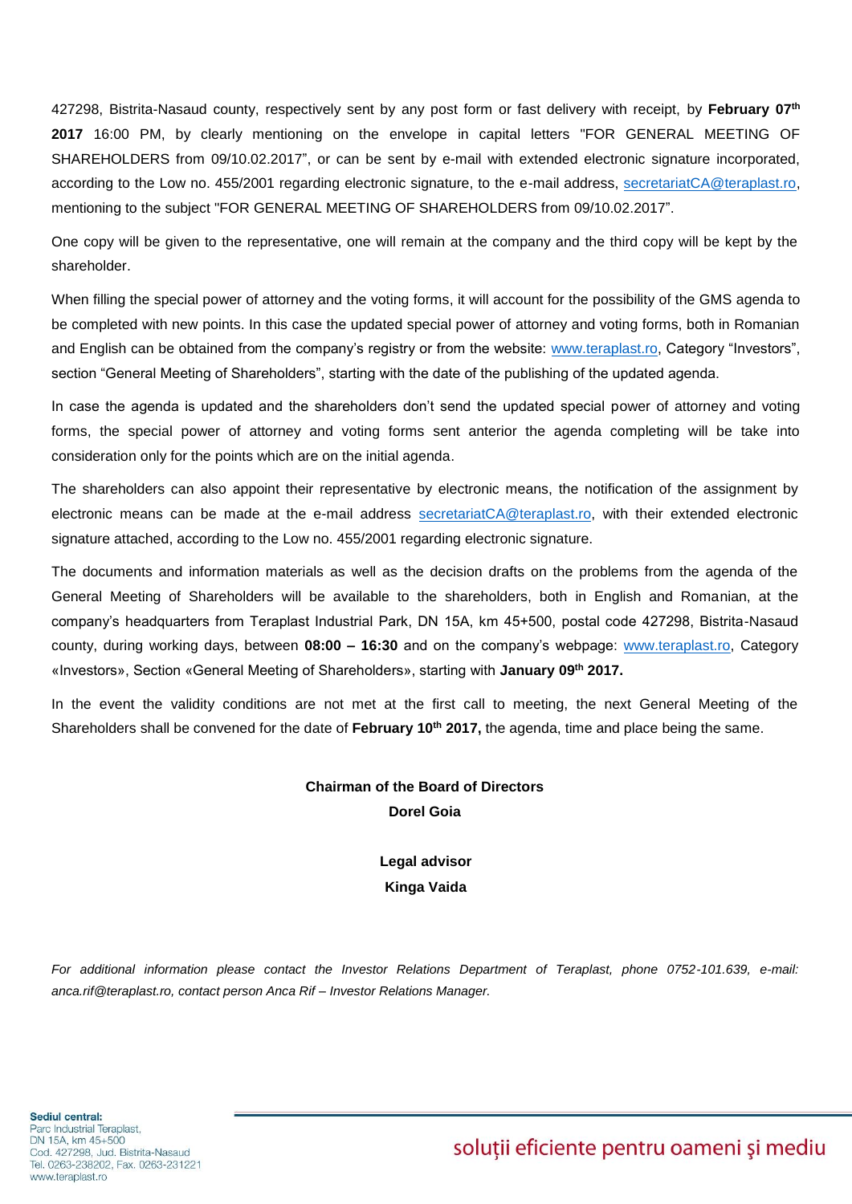427298, Bistrita-Nasaud county, respectively sent by any post form or fast delivery with receipt, by **February 07th 2017** 16:00 PM, by clearly mentioning on the envelope in capital letters "FOR GENERAL MEETING OF SHAREHOLDERS from 09/10.02.2017", or can be sent by e-mail with extended electronic signature incorporated, according to the Low no. 455/2001 regarding electronic signature, to the e-mail address, secretariatCA@teraplast.ro, mentioning to the subject "FOR GENERAL MEETING OF SHAREHOLDERS from 09/10.02.2017".

One copy will be given to the representative, one will remain at the company and the third copy will be kept by the shareholder.

When filling the special power of attorney and the voting forms, it will account for the possibility of the GMS agenda to be completed with new points. In this case the updated special power of attorney and voting forms, both in Romanian and English can be obtained from the company's registry or from the website: www.teraplast.ro, Category "Investors", section "General Meeting of Shareholders", starting with the date of the publishing of the updated agenda.

In case the agenda is updated and the shareholders don't send the updated special power of attorney and voting forms, the special power of attorney and voting forms sent anterior the agenda completing will be take into consideration only for the points which are on the initial agenda.

The shareholders can also appoint their representative by electronic means, the notification of the assignment by electronic means can be made at the e-mail address secretariatCA@teraplast.ro, with their extended electronic signature attached, according to the Low no. 455/2001 regarding electronic signature.

The documents and information materials as well as the decision drafts on the problems from the agenda of the General Meeting of Shareholders will be available to the shareholders, both in English and Romanian, at the company's headquarters from Teraplast Industrial Park, DN 15A, km 45+500, postal code 427298, Bistrita-Nasaud county, during working days, between **08:00 – 16:30** and on the company's webpage: www.teraplast.ro, Category «Investors», Section «General Meeting of Shareholders», starting with **January 09th 2017.**

In the event the validity conditions are not met at the first call to meeting, the next General Meeting of the Shareholders shall be convened for the date of **February 10th 2017,** the agenda, time and place being the same.

**Chairman of the Board of Directors**
**Dorel Goia**

**Legal advisor**
**Kinga Vaida**

*For additional information please contact the Investor Relations Department of Teraplast, phone 0752-101.639, e-mail: anca.rif@teraplast.ro, contact person Anca Rif – Investor Relations Manager.*